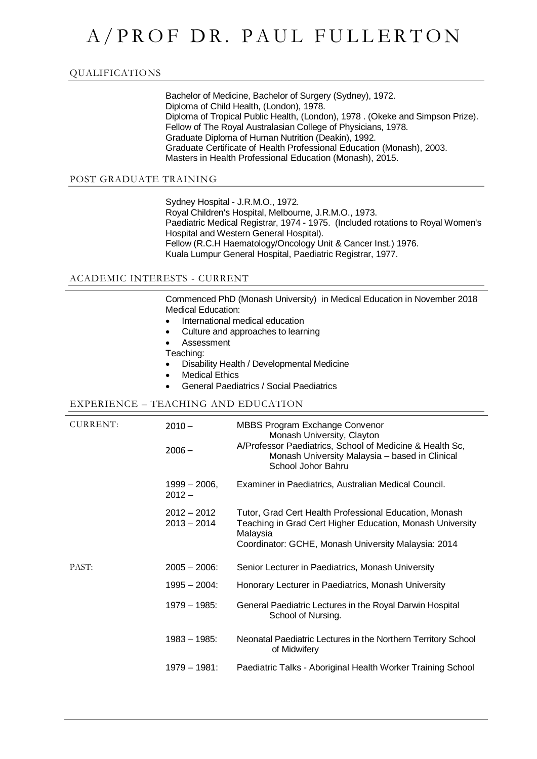# A/PROF DR. PAUL FULLERTON

## QUALIFICATIONS

Bachelor of Medicine, Bachelor of Surgery (Sydney), 1972.
Diploma of Child Health, (London), 1978.
Diploma of Tropical Public Health, (London), 1978 . (Okeke and Simpson Prize).
Fellow of The Royal Australasian College of Physicians, 1978.
Graduate Diploma of Human Nutrition (Deakin), 1992.
Graduate Certificate of Health Professional Education (Monash), 2003.
Masters in Health Professional Education (Monash), 2015.

## POST GRADUATE TRAINING

Sydney Hospital - J.R.M.O., 1972.
Royal Children's Hospital, Melbourne, J.R.M.O., 1973.
Paediatric Medical Registrar, 1974 - 1975. (Included rotations to Royal Women's Hospital and Western General Hospital).
Fellow (R.C.H Haematology/Oncology Unit & Cancer Inst.) 1976.
Kuala Lumpur General Hospital, Paediatric Registrar, 1977.

## ACADEMIC INTERESTS - CURRENT

Commenced PhD (Monash University) in Medical Education in November 2018
Medical Education:

- International medical education
- Culture and approaches to learning
- Assessment

Teaching:

- Disability Health / Developmental Medicine
- Medical Ethics
- General Paediatrics / Social Paediatrics

## EXPERIENCE – TEACHING AND EDUCATION

| | | |
|---|---|---|
| CURRENT: | 2010 – | MBBS Program Exchange Convenor Monash University, Clayton |
| | 2006 – | A/Professor Paediatrics, School of Medicine & Health Sc, Monash University Malaysia – based in Clinical School Johor Bahru |
| | 1999 – 2006, 2012 – | Examiner in Paediatrics, Australian Medical Council. |
| | 2012 – 2012<br>2013 – 2014 | Tutor, Grad Cert Health Professional Education, Monash<br>Teaching in Grad Cert Higher Education, Monash University Malaysia<br>Coordinator: GCHE, Monash University Malaysia: 2014 |
| PAST: | 2005 – 2006: | Senior Lecturer in Paediatrics, Monash University |
| | 1995 – 2004: | Honorary Lecturer in Paediatrics, Monash University |
| | 1979 – 1985: | General Paediatric Lectures in the Royal Darwin Hospital School of Nursing. |
| | 1983 – 1985: | Neonatal Paediatric Lectures in the Northern Territory School of Midwifery |
| | 1979 – 1981: | Paediatric Talks - Aboriginal Health Worker Training School |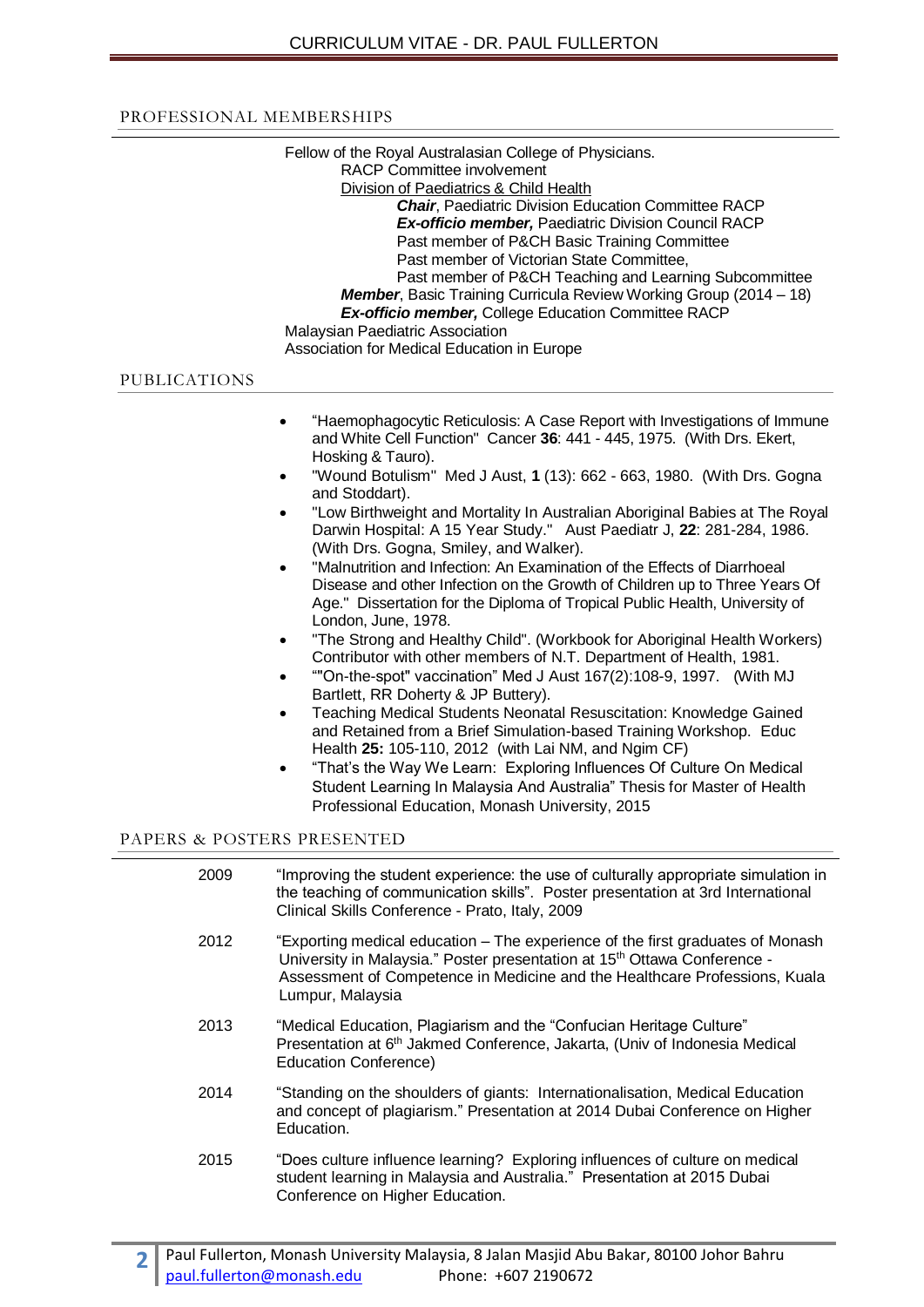## PROFESSIONAL MEMBERSHIPS

Fellow of the Royal Australasian College of Physicians.

- RACP Committee involvement
  - Division of Paediatrics & Child Health
    - ***Chair***, Paediatric Division Education Committee RACP
    - ***Ex-officio member,*** Paediatric Division Council RACP
    - Past member of P&CH Basic Training Committee
    - Past member of Victorian State Committee,
    - Past member of P&CH Teaching and Learning Subcommittee
  - ***Member***, Basic Training Curricula Review Working Group (2014 – 18)
  - ***Ex-officio member,*** College Education Committee RACP

Malaysian Paediatric Association

Association for Medical Education in Europe

## PUBLICATIONS

- "Haemophagocytic Reticulosis: A Case Report with Investigations of Immune and White Cell Function" Cancer **36**: 441 - 445, 1975. (With Drs. Ekert, Hosking & Tauro).
- "Wound Botulism" Med J Aust, **1** (13): 662 - 663, 1980. (With Drs. Gogna and Stoddart).
- "Low Birthweight and Mortality In Australian Aboriginal Babies at The Royal Darwin Hospital: A 15 Year Study." Aust Paediatr J, **22**: 281-284, 1986. (With Drs. Gogna, Smiley, and Walker).
- "Malnutrition and Infection: An Examination of the Effects of Diarrhoeal Disease and other Infection on the Growth of Children up to Three Years Of Age." Dissertation for the Diploma of Tropical Public Health, University of London, June, 1978.
- "The Strong and Healthy Child". (Workbook for Aboriginal Health Workers) Contributor with other members of N.T. Department of Health, 1981.
- ""On-the-spot" vaccination" Med J Aust 167(2):108-9, 1997. (With MJ Bartlett, RR Doherty & JP Buttery).
- Teaching Medical Students Neonatal Resuscitation: Knowledge Gained and Retained from a Brief Simulation-based Training Workshop. Educ Health **25:** 105-110, 2012 (with Lai NM, and Ngim CF)
- "That's the Way We Learn: Exploring Influences Of Culture On Medical Student Learning In Malaysia And Australia" Thesis for Master of Health Professional Education, Monash University, 2015

## PAPERS & POSTERS PRESENTED

| | |
|---|---|
| 2009 | "Improving the student experience: the use of culturally appropriate simulation in the teaching of communication skills". Poster presentation at 3rd International Clinical Skills Conference - Prato, Italy, 2009 |
| 2012 | "Exporting medical education – The experience of the first graduates of Monash University in Malaysia." Poster presentation at 15th Ottawa Conference - Assessment of Competence in Medicine and the Healthcare Professions, Kuala Lumpur, Malaysia |
| 2013 | "Medical Education, Plagiarism and the "Confucian Heritage Culture" Presentation at 6th Jakmed Conference, Jakarta, (Univ of Indonesia Medical Education Conference) |
| 2014 | "Standing on the shoulders of giants: Internationalisation, Medical Education and concept of plagiarism." Presentation at 2014 Dubai Conference on Higher Education. |
| 2015 | "Does culture influence learning? Exploring influences of culture on medical student learning in Malaysia and Australia." Presentation at 2015 Dubai Conference on Higher Education. |